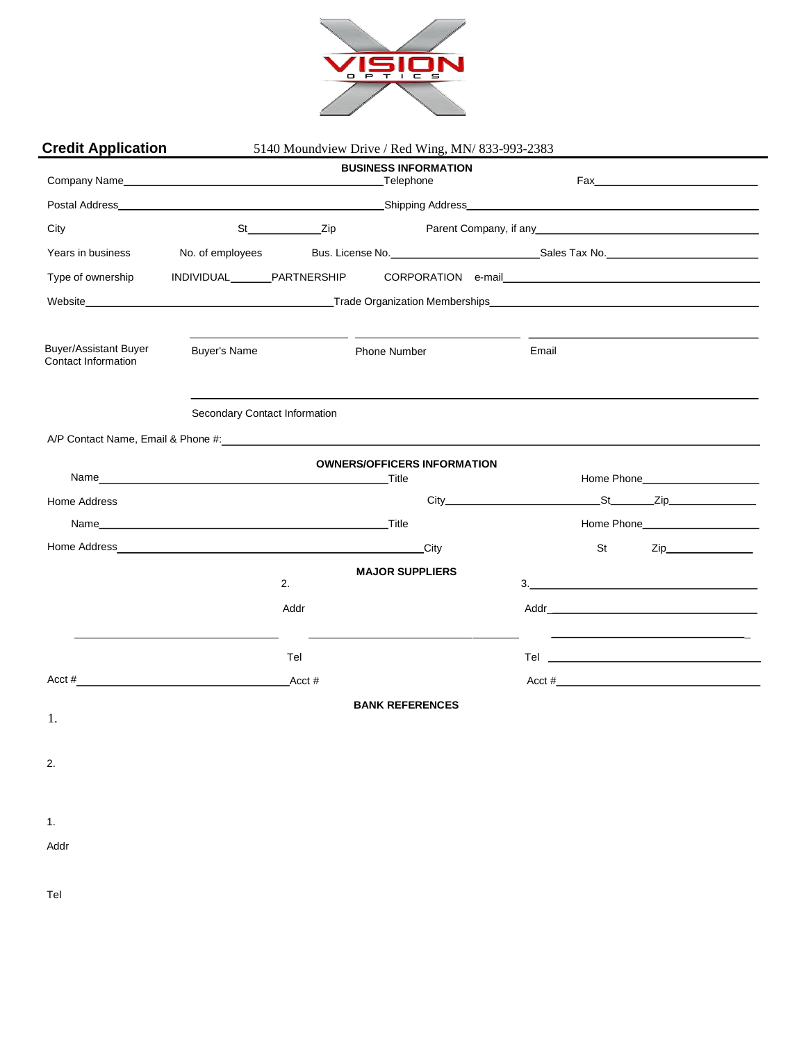VISION OPTICS

## Credit Application

5140 Moundview Drive / Red Wing, MN/ 833-993-2383

### BUSINESS INFORMATION

Company Name\_\_\_\_\_\_\_\_\_\_\_\_\_\_\_\_\_\_\_\_\_\_\_\_\_\_\_\_\_\_\_\_\_\_\_\_ Telephone \_\_\_\_\_\_\_\_\_\_\_\_\_\_\_\_ Fax\_\_\_\_\_\_\_\_\_\_\_\_\_\_\_\_\_\_\_\_\_\_\_\_

Postal Address\_\_\_\_\_\_\_\_\_\_\_\_\_\_\_\_\_\_\_\_\_\_\_\_\_\_\_\_\_\_\_\_\_\_\_\_ Shipping Address\_\_\_\_\_\_\_\_\_\_\_\_\_\_\_\_\_\_\_\_\_\_\_\_\_\_\_\_\_\_\_\_\_\_\_\_

City \_\_\_\_\_\_\_\_\_\_\_\_ St\_\_\_\_\_\_\_\_\_\_\_\_ Zip \_\_\_\_\_\_\_\_ Parent Company, if any\_\_\_\_\_\_\_\_\_\_\_\_\_\_\_\_\_\_\_\_\_\_\_\_\_\_\_\_\_\_\_\_\_\_\_\_

Years in business \_\_\_\_\_\_\_\_ No. of employees \_\_\_\_\_\_\_\_ Bus. License No.\_\_\_\_\_\_\_\_\_\_\_\_\_\_\_\_\_\_\_\_\_\_\_\_ Sales Tax No.\_\_\_\_\_\_\_\_\_\_\_\_\_\_\_\_\_\_\_\_\_\_\_\_

Type of ownership INDIVIDUAL\_\_\_\_\_\_\_ PARTNERSHIP \_\_\_\_\_\_\_ CORPORATION \_\_\_\_\_\_\_ e-mail\_\_\_\_\_\_\_\_\_\_\_\_\_\_\_\_\_\_\_\_\_\_\_\_\_\_\_\_\_\_\_\_\_\_\_\_

Website\_\_\_\_\_\_\_\_\_\_\_\_\_\_\_\_\_\_\_\_\_\_\_\_\_\_\_\_\_\_\_\_\_\_\_\_ Trade Organization Memberships\_\_\_\_\_\_\_\_\_\_\_\_\_\_\_\_\_\_\_\_\_\_\_\_\_\_\_\_\_\_\_\_\_\_\_\_

Buyer/Assistant Buyer Contact Information

| Buyer's Name | Phone Number | Email |
|---|---|---|
| | | |

Secondary Contact Information \_\_\_\_\_\_\_\_\_\_\_\_\_\_\_\_\_\_\_\_\_\_\_\_\_\_\_\_\_\_\_\_\_\_\_\_

A/P Contact Name, Email & Phone #:\_\_\_\_\_\_\_\_\_\_\_\_\_\_\_\_\_\_\_\_\_\_\_\_\_\_\_\_\_\_\_\_\_\_\_\_

### OWNERS/OFFICERS INFORMATION

Name\_\_\_\_\_\_\_\_\_\_\_\_\_\_\_\_\_\_\_\_\_\_\_\_\_\_\_\_\_\_\_\_\_\_\_\_ Title \_\_\_\_\_\_\_\_\_\_\_\_\_\_\_\_ Home Phone\_\_\_\_\_\_\_\_\_\_\_\_\_\_\_\_\_\_\_\_

Home Address \_\_\_\_\_\_\_\_\_\_\_\_\_\_\_\_\_\_\_\_\_\_\_\_ City\_\_\_\_\_\_\_\_\_\_\_\_\_\_\_\_\_\_\_\_\_\_\_\_ St\_\_\_\_\_\_\_\_ Zip\_\_\_\_\_\_\_\_\_\_\_\_\_\_\_\_

Name\_\_\_\_\_\_\_\_\_\_\_\_\_\_\_\_\_\_\_\_\_\_\_\_\_\_\_\_\_\_\_\_\_\_\_\_ Title \_\_\_\_\_\_\_\_\_\_\_\_\_\_\_\_ Home Phone\_\_\_\_\_\_\_\_\_\_\_\_\_\_\_\_\_\_\_\_

Home Address\_\_\_\_\_\_\_\_\_\_\_\_\_\_\_\_\_\_\_\_\_\_\_\_\_\_\_\_\_\_\_\_\_\_\_\_ City \_\_\_\_\_\_\_\_\_\_\_\_ St \_\_\_\_\_\_\_\_ Zip\_\_\_\_\_\_\_\_\_\_\_\_\_\_\_\_

### MAJOR SUPPLIERS

| 1. | 2. | 3. |
|---|---|---|
| Addr | Addr | Addr |
| | | |
| Tel | Tel | Tel |
| Acct # | Acct # | Acct # |

### BANK REFERENCES

1.

2.

1.

Addr

Tel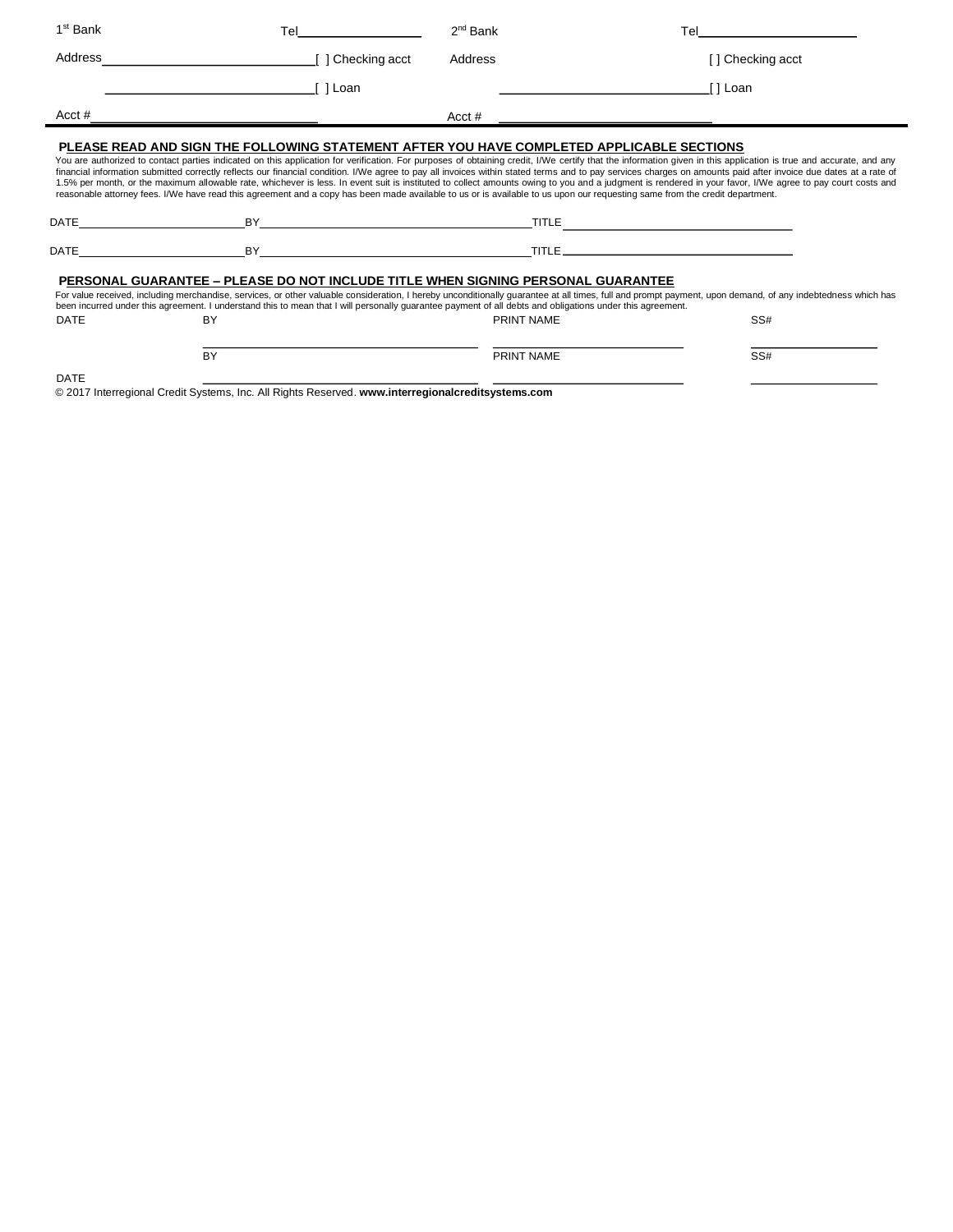1[st] Bank Tel____________ 2[nd] Bank Tel________________

Address______________________ [ ] Checking acct Address [ ] Checking acct

______________________ [ ] Loan ______________________ [ ] Loan

Acct #______________________ Acct # ______________________

## PLEASE READ AND SIGN THE FOLLOWING STATEMENT AFTER YOU HAVE COMPLETED APPLICABLE SECTIONS

You are authorized to contact parties indicated on this application for verification. For purposes of obtaining credit, I/We certify that the information given in this application is true and accurate, and any financial information submitted correctly reflects our financial condition. I/We agree to pay all invoices within stated terms and to pay services charges on amounts paid after invoice due dates at a rate of 1.5% per month, or the maximum allowable rate, whichever is less. In event suit is instituted to collect amounts owing to you and a judgment is rendered in your favor, I/We agree to pay court costs and reasonable attorney fees. I/We have read this agreement and a copy has been made available to us or is available to us upon our requesting same from the credit department.

DATE__________________ BY______________________________ TITLE__________________________

DATE__________________ BY______________________________ TITLE__________________________

## PERSONAL GUARANTEE – PLEASE DO NOT INCLUDE TITLE WHEN SIGNING PERSONAL GUARANTEE

For value received, including merchandise, services, or other valuable consideration, I hereby unconditionally guarantee at all times, full and prompt payment, upon demand, of any indebtedness which has been incurred under this agreement. I understand this to mean that I will personally guarantee payment of all debts and obligations under this agreement.

DATE BY______________________________ PRINT NAME______________________ SS#______________

BY______________________________ PRINT NAME______________________ SS#______________

DATE

© 2017 Interregional Credit Systems, Inc. All Rights Reserved. **www.interregionalcreditsystems.com**